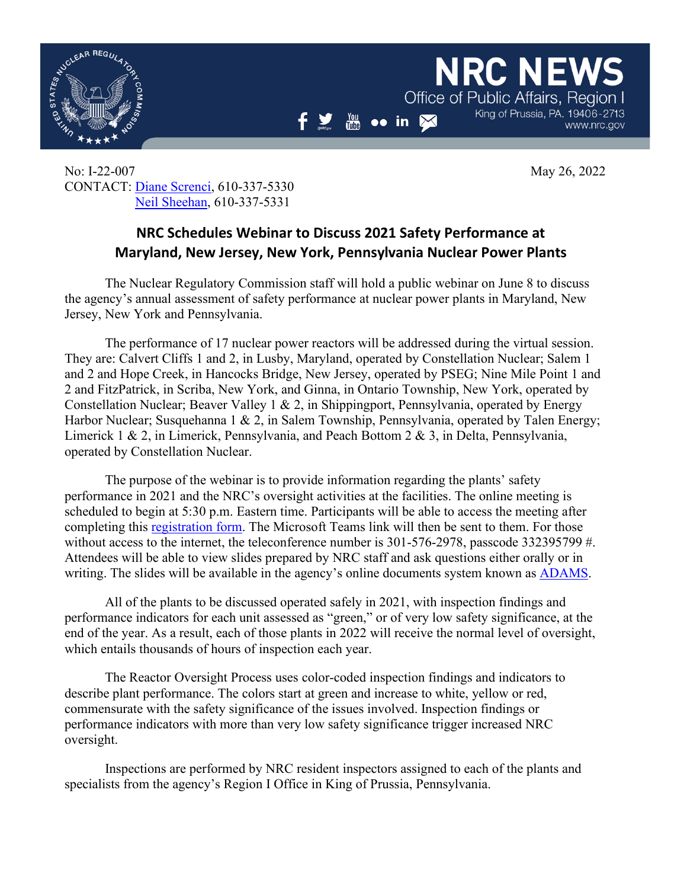# NRC NEWS

Office of Public Affairs, Region I
King of Prussia, PA. 19406-2713
www.nrc.gov

No: I-22-007

May 26, 2022

CONTACT: Diane Screnci, 610-337-5330
Neil Sheehan, 610-337-5331

## NRC Schedules Webinar to Discuss 2021 Safety Performance at Maryland, New Jersey, New York, Pennsylvania Nuclear Power Plants

The Nuclear Regulatory Commission staff will hold a public webinar on June 8 to discuss the agency's annual assessment of safety performance at nuclear power plants in Maryland, New Jersey, New York and Pennsylvania.

The performance of 17 nuclear power reactors will be addressed during the virtual session. They are: Calvert Cliffs 1 and 2, in Lusby, Maryland, operated by Constellation Nuclear; Salem 1 and 2 and Hope Creek, in Hancocks Bridge, New Jersey, operated by PSEG; Nine Mile Point 1 and 2 and FitzPatrick, in Scriba, New York, and Ginna, in Ontario Township, New York, operated by Constellation Nuclear; Beaver Valley 1 & 2, in Shippingport, Pennsylvania, operated by Energy Harbor Nuclear; Susquehanna 1 & 2, in Salem Township, Pennsylvania, operated by Talen Energy; Limerick 1 & 2, in Limerick, Pennsylvania, and Peach Bottom 2 & 3, in Delta, Pennsylvania, operated by Constellation Nuclear.

The purpose of the webinar is to provide information regarding the plants' safety performance in 2021 and the NRC's oversight activities at the facilities. The online meeting is scheduled to begin at 5:30 p.m. Eastern time. Participants will be able to access the meeting after completing this registration form. The Microsoft Teams link will then be sent to them. For those without access to the internet, the teleconference number is 301-576-2978, passcode 332395799 #. Attendees will be able to view slides prepared by NRC staff and ask questions either orally or in writing. The slides will be available in the agency's online documents system known as ADAMS.

All of the plants to be discussed operated safely in 2021, with inspection findings and performance indicators for each unit assessed as "green," or of very low safety significance, at the end of the year. As a result, each of those plants in 2022 will receive the normal level of oversight, which entails thousands of hours of inspection each year.

The Reactor Oversight Process uses color-coded inspection findings and indicators to describe plant performance. The colors start at green and increase to white, yellow or red, commensurate with the safety significance of the issues involved. Inspection findings or performance indicators with more than very low safety significance trigger increased NRC oversight.

Inspections are performed by NRC resident inspectors assigned to each of the plants and specialists from the agency's Region I Office in King of Prussia, Pennsylvania.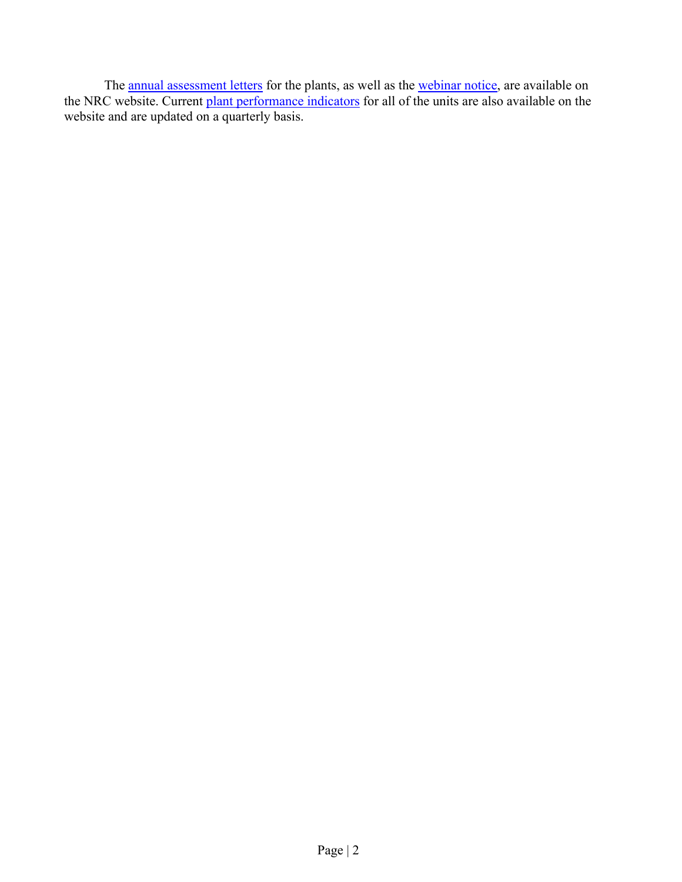The annual assessment letters for the plants, as well as the webinar notice, are available on the NRC website. Current plant performance indicators for all of the units are also available on the website and are updated on a quarterly basis.